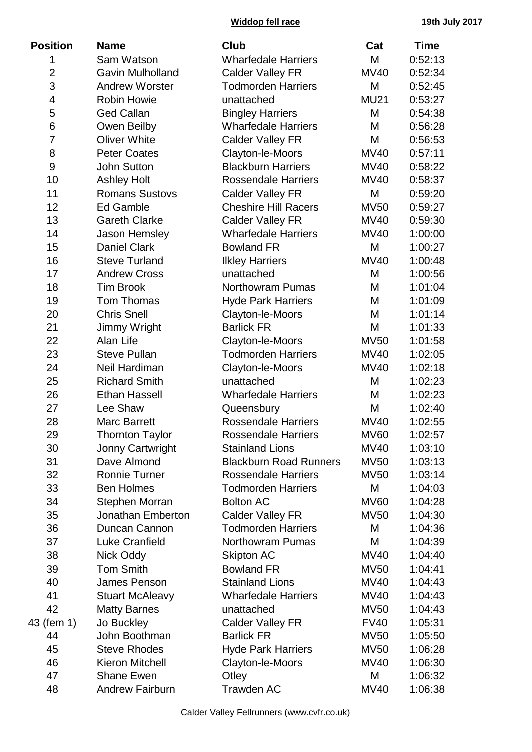**Widdop fell race** 19th July 2017

| Position | Name | Club | Cat | Time |
|---|---|---|---|---|
| 1 | Sam Watson | Wharfedale Harriers | M | 0:52:13 |
| 2 | Gavin Mulholland | Calder Valley FR | MV40 | 0:52:34 |
| 3 | Andrew Worster | Todmorden Harriers | M | 0:52:45 |
| 4 | Robin Howie | unattached | MU21 | 0:53:27 |
| 5 | Ged Callan | Bingley Harriers | M | 0:54:38 |
| 6 | Owen Beilby | Wharfedale Harriers | M | 0:56:28 |
| 7 | Oliver White | Calder Valley FR | M | 0:56:53 |
| 8 | Peter Coates | Clayton-le-Moors | MV40 | 0:57:11 |
| 9 | John Sutton | Blackburn Harriers | MV40 | 0:58:22 |
| 10 | Ashley Holt | Rossendale Harriers | MV40 | 0:58:37 |
| 11 | Romans Sustovs | Calder Valley FR | M | 0:59:20 |
| 12 | Ed Gamble | Cheshire Hill Racers | MV50 | 0:59:27 |
| 13 | Gareth Clarke | Calder Valley FR | MV40 | 0:59:30 |
| 14 | Jason Hemsley | Wharfedale Harriers | MV40 | 1:00:00 |
| 15 | Daniel Clark | Bowland FR | M | 1:00:27 |
| 16 | Steve Turland | Ilkley Harriers | MV40 | 1:00:48 |
| 17 | Andrew Cross | unattached | M | 1:00:56 |
| 18 | Tim Brook | Northowram Pumas | M | 1:01:04 |
| 19 | Tom Thomas | Hyde Park Harriers | M | 1:01:09 |
| 20 | Chris Snell | Clayton-le-Moors | M | 1:01:14 |
| 21 | Jimmy Wright | Barlick FR | M | 1:01:33 |
| 22 | Alan Life | Clayton-le-Moors | MV50 | 1:01:58 |
| 23 | Steve Pullan | Todmorden Harriers | MV40 | 1:02:05 |
| 24 | Neil Hardiman | Clayton-le-Moors | MV40 | 1:02:18 |
| 25 | Richard Smith | unattached | M | 1:02:23 |
| 26 | Ethan Hassell | Wharfedale Harriers | M | 1:02:23 |
| 27 | Lee Shaw | Queensbury | M | 1:02:40 |
| 28 | Marc Barrett | Rossendale Harriers | MV40 | 1:02:55 |
| 29 | Thornton Taylor | Rossendale Harriers | MV60 | 1:02:57 |
| 30 | Jonny Cartwright | Stainland Lions | MV40 | 1:03:10 |
| 31 | Dave Almond | Blackburn Road Runners | MV50 | 1:03:13 |
| 32 | Ronnie Turner | Rossendale Harriers | MV50 | 1:03:14 |
| 33 | Ben Holmes | Todmorden Harriers | M | 1:04:03 |
| 34 | Stephen Morran | Bolton AC | MV60 | 1:04:28 |
| 35 | Jonathan Emberton | Calder Valley FR | MV50 | 1:04:30 |
| 36 | Duncan Cannon | Todmorden Harriers | M | 1:04:36 |
| 37 | Luke Cranfield | Northowram Pumas | M | 1:04:39 |
| 38 | Nick Oddy | Skipton AC | MV40 | 1:04:40 |
| 39 | Tom Smith | Bowland FR | MV50 | 1:04:41 |
| 40 | James Penson | Stainland Lions | MV40 | 1:04:43 |
| 41 | Stuart McAleavy | Wharfedale Harriers | MV40 | 1:04:43 |
| 42 | Matty Barnes | unattached | MV50 | 1:04:43 |
| 43 (fem 1) | Jo Buckley | Calder Valley FR | FV40 | 1:05:31 |
| 44 | John Boothman | Barlick FR | MV50 | 1:05:50 |
| 45 | Steve Rhodes | Hyde Park Harriers | MV50 | 1:06:28 |
| 46 | Kieron Mitchell | Clayton-le-Moors | MV40 | 1:06:30 |
| 47 | Shane Ewen | Otley | M | 1:06:32 |
| 48 | Andrew Fairburn | Trawden AC | MV40 | 1:06:38 |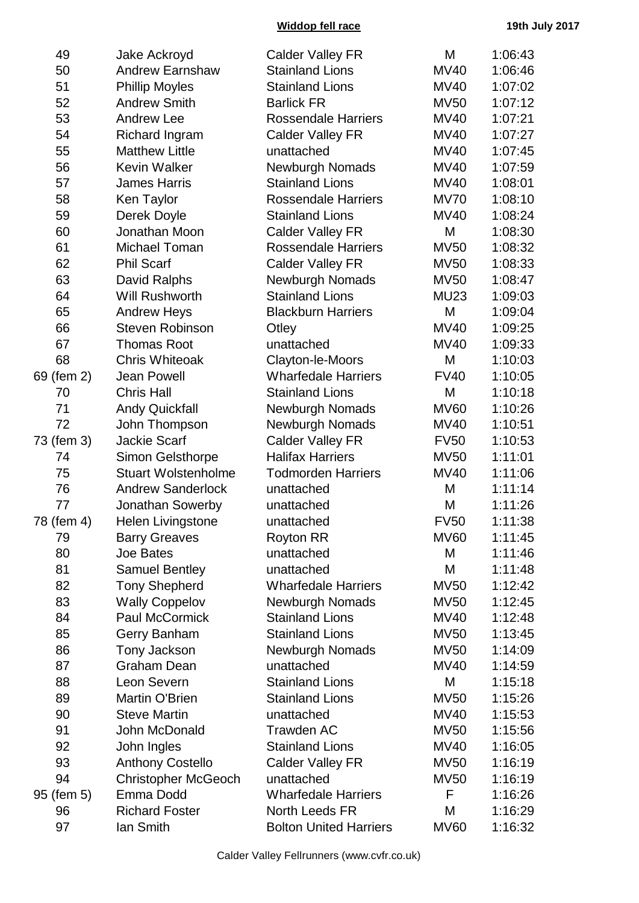**Widdop fell race** **19th July 2017**

| | | | | |
|---|---|---|---|---|
| 49 | Jake Ackroyd | Calder Valley FR | M | 1:06:43 |
| 50 | Andrew Earnshaw | Stainland Lions | MV40 | 1:06:46 |
| 51 | Phillip Moyles | Stainland Lions | MV40 | 1:07:02 |
| 52 | Andrew Smith | Barlick FR | MV50 | 1:07:12 |
| 53 | Andrew Lee | Rossendale Harriers | MV40 | 1:07:21 |
| 54 | Richard Ingram | Calder Valley FR | MV40 | 1:07:27 |
| 55 | Matthew Little | unattached | MV40 | 1:07:45 |
| 56 | Kevin Walker | Newburgh Nomads | MV40 | 1:07:59 |
| 57 | James Harris | Stainland Lions | MV40 | 1:08:01 |
| 58 | Ken Taylor | Rossendale Harriers | MV70 | 1:08:10 |
| 59 | Derek Doyle | Stainland Lions | MV40 | 1:08:24 |
| 60 | Jonathan Moon | Calder Valley FR | M | 1:08:30 |
| 61 | Michael Toman | Rossendale Harriers | MV50 | 1:08:32 |
| 62 | Phil Scarf | Calder Valley FR | MV50 | 1:08:33 |
| 63 | David Ralphs | Newburgh Nomads | MV50 | 1:08:47 |
| 64 | Will Rushworth | Stainland Lions | MU23 | 1:09:03 |
| 65 | Andrew Heys | Blackburn Harriers | M | 1:09:04 |
| 66 | Steven Robinson | Otley | MV40 | 1:09:25 |
| 67 | Thomas Root | unattached | MV40 | 1:09:33 |
| 68 | Chris Whiteoak | Clayton-le-Moors | M | 1:10:03 |
| 69 (fem 2) | Jean Powell | Wharfedale Harriers | FV40 | 1:10:05 |
| 70 | Chris Hall | Stainland Lions | M | 1:10:18 |
| 71 | Andy Quickfall | Newburgh Nomads | MV60 | 1:10:26 |
| 72 | John Thompson | Newburgh Nomads | MV40 | 1:10:51 |
| 73 (fem 3) | Jackie Scarf | Calder Valley FR | FV50 | 1:10:53 |
| 74 | Simon Gelsthorpe | Halifax Harriers | MV50 | 1:11:01 |
| 75 | Stuart Wolstenholme | Todmorden Harriers | MV40 | 1:11:06 |
| 76 | Andrew Sanderlock | unattached | M | 1:11:14 |
| 77 | Jonathan Sowerby | unattached | M | 1:11:26 |
| 78 (fem 4) | Helen Livingstone | unattached | FV50 | 1:11:38 |
| 79 | Barry Greaves | Royton RR | MV60 | 1:11:45 |
| 80 | Joe Bates | unattached | M | 1:11:46 |
| 81 | Samuel Bentley | unattached | M | 1:11:48 |
| 82 | Tony Shepherd | Wharfedale Harriers | MV50 | 1:12:42 |
| 83 | Wally Coppelov | Newburgh Nomads | MV50 | 1:12:45 |
| 84 | Paul McCormick | Stainland Lions | MV40 | 1:12:48 |
| 85 | Gerry Banham | Stainland Lions | MV50 | 1:13:45 |
| 86 | Tony Jackson | Newburgh Nomads | MV50 | 1:14:09 |
| 87 | Graham Dean | unattached | MV40 | 1:14:59 |
| 88 | Leon Severn | Stainland Lions | M | 1:15:18 |
| 89 | Martin O'Brien | Stainland Lions | MV50 | 1:15:26 |
| 90 | Steve Martin | unattached | MV40 | 1:15:53 |
| 91 | John McDonald | Trawden AC | MV50 | 1:15:56 |
| 92 | John Ingles | Stainland Lions | MV40 | 1:16:05 |
| 93 | Anthony Costello | Calder Valley FR | MV50 | 1:16:19 |
| 94 | Christopher McGeoch | unattached | MV50 | 1:16:19 |
| 95 (fem 5) | Emma Dodd | Wharfedale Harriers | F | 1:16:26 |
| 96 | Richard Foster | North Leeds FR | M | 1:16:29 |
| 97 | Ian Smith | Bolton United Harriers | MV60 | 1:16:32 |

Calder Valley Fellrunners (www.cvfr.co.uk)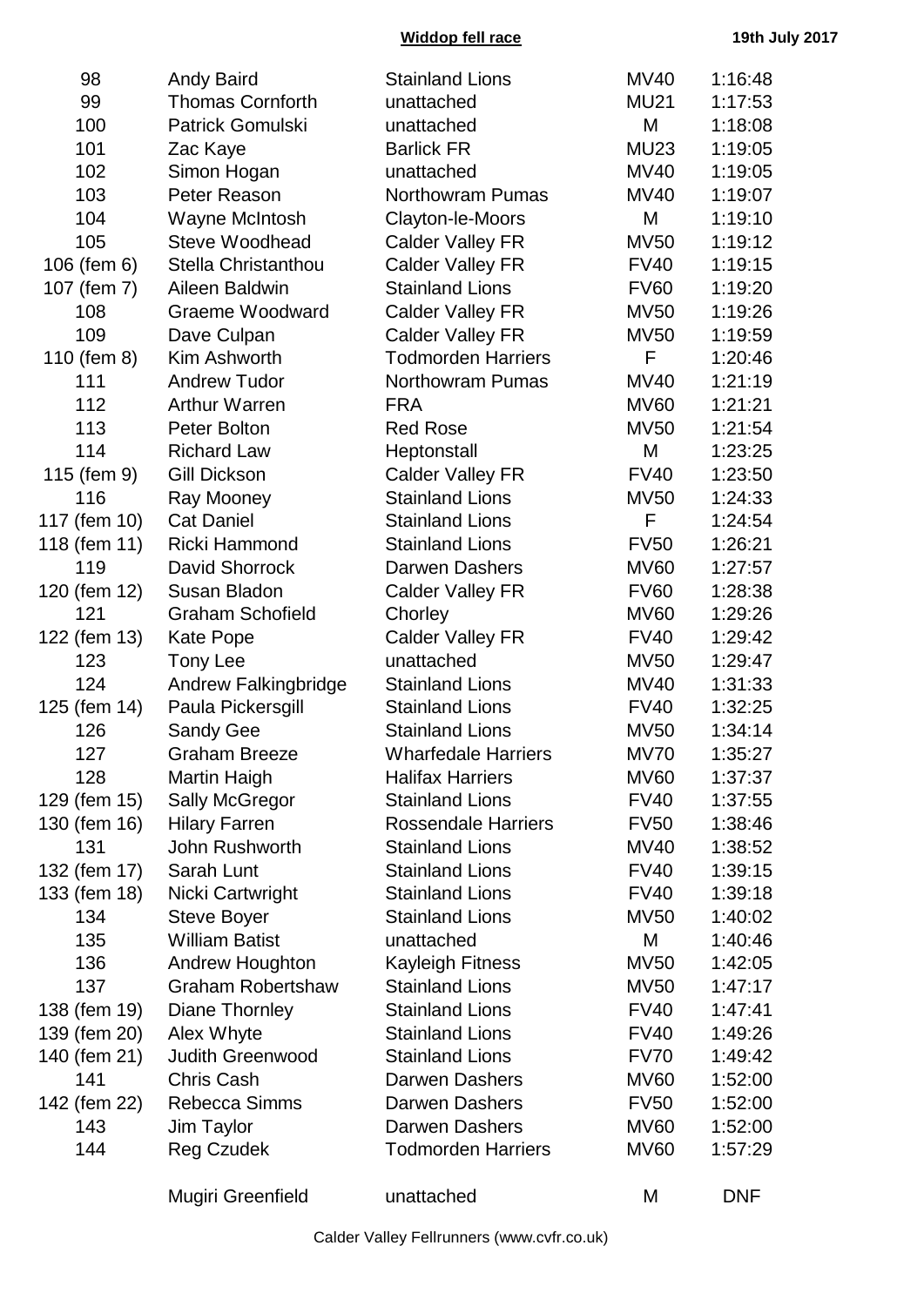**Widdop fell race** **19th July 2017**

| | | | | |
|---|---|---|---|---|
| 98 | Andy Baird | Stainland Lions | MV40 | 1:16:48 |
| 99 | Thomas Cornforth | unattached | MU21 | 1:17:53 |
| 100 | Patrick Gomulski | unattached | M | 1:18:08 |
| 101 | Zac Kaye | Barlick FR | MU23 | 1:19:05 |
| 102 | Simon Hogan | unattached | MV40 | 1:19:05 |
| 103 | Peter Reason | Northowram Pumas | MV40 | 1:19:07 |
| 104 | Wayne McIntosh | Clayton-le-Moors | M | 1:19:10 |
| 105 | Steve Woodhead | Calder Valley FR | MV50 | 1:19:12 |
| 106 (fem 6) | Stella Christanthou | Calder Valley FR | FV40 | 1:19:15 |
| 107 (fem 7) | Aileen Baldwin | Stainland Lions | FV60 | 1:19:20 |
| 108 | Graeme Woodward | Calder Valley FR | MV50 | 1:19:26 |
| 109 | Dave Culpan | Calder Valley FR | MV50 | 1:19:59 |
| 110 (fem 8) | Kim Ashworth | Todmorden Harriers | F | 1:20:46 |
| 111 | Andrew Tudor | Northowram Pumas | MV40 | 1:21:19 |
| 112 | Arthur Warren | FRA | MV60 | 1:21:21 |
| 113 | Peter Bolton | Red Rose | MV50 | 1:21:54 |
| 114 | Richard Law | Heptonstall | M | 1:23:25 |
| 115 (fem 9) | Gill Dickson | Calder Valley FR | FV40 | 1:23:50 |
| 116 | Ray Mooney | Stainland Lions | MV50 | 1:24:33 |
| 117 (fem 10) | Cat Daniel | Stainland Lions | F | 1:24:54 |
| 118 (fem 11) | Ricki Hammond | Stainland Lions | FV50 | 1:26:21 |
| 119 | David Shorrock | Darwen Dashers | MV60 | 1:27:57 |
| 120 (fem 12) | Susan Bladon | Calder Valley FR | FV60 | 1:28:38 |
| 121 | Graham Schofield | Chorley | MV60 | 1:29:26 |
| 122 (fem 13) | Kate Pope | Calder Valley FR | FV40 | 1:29:42 |
| 123 | Tony Lee | unattached | MV50 | 1:29:47 |
| 124 | Andrew Falkingbridge | Stainland Lions | MV40 | 1:31:33 |
| 125 (fem 14) | Paula Pickersgill | Stainland Lions | FV40 | 1:32:25 |
| 126 | Sandy Gee | Stainland Lions | MV50 | 1:34:14 |
| 127 | Graham Breeze | Wharfedale Harriers | MV70 | 1:35:27 |
| 128 | Martin Haigh | Halifax Harriers | MV60 | 1:37:37 |
| 129 (fem 15) | Sally McGregor | Stainland Lions | FV40 | 1:37:55 |
| 130 (fem 16) | Hilary Farren | Rossendale Harriers | FV50 | 1:38:46 |
| 131 | John Rushworth | Stainland Lions | MV40 | 1:38:52 |
| 132 (fem 17) | Sarah Lunt | Stainland Lions | FV40 | 1:39:15 |
| 133 (fem 18) | Nicki Cartwright | Stainland Lions | FV40 | 1:39:18 |
| 134 | Steve Boyer | Stainland Lions | MV50 | 1:40:02 |
| 135 | William Batist | unattached | M | 1:40:46 |
| 136 | Andrew Houghton | Kayleigh Fitness | MV50 | 1:42:05 |
| 137 | Graham Robertshaw | Stainland Lions | MV50 | 1:47:17 |
| 138 (fem 19) | Diane Thornley | Stainland Lions | FV40 | 1:47:41 |
| 139 (fem 20) | Alex Whyte | Stainland Lions | FV40 | 1:49:26 |
| 140 (fem 21) | Judith Greenwood | Stainland Lions | FV70 | 1:49:42 |
| 141 | Chris Cash | Darwen Dashers | MV60 | 1:52:00 |
| 142 (fem 22) | Rebecca Simms | Darwen Dashers | FV50 | 1:52:00 |
| 143 | Jim Taylor | Darwen Dashers | MV60 | 1:52:00 |
| 144 | Reg Czudek | Todmorden Harriers | MV60 | 1:57:29 |
| | Mugiri Greenfield | unattached | M | DNF |

Calder Valley Fellrunners (www.cvfr.co.uk)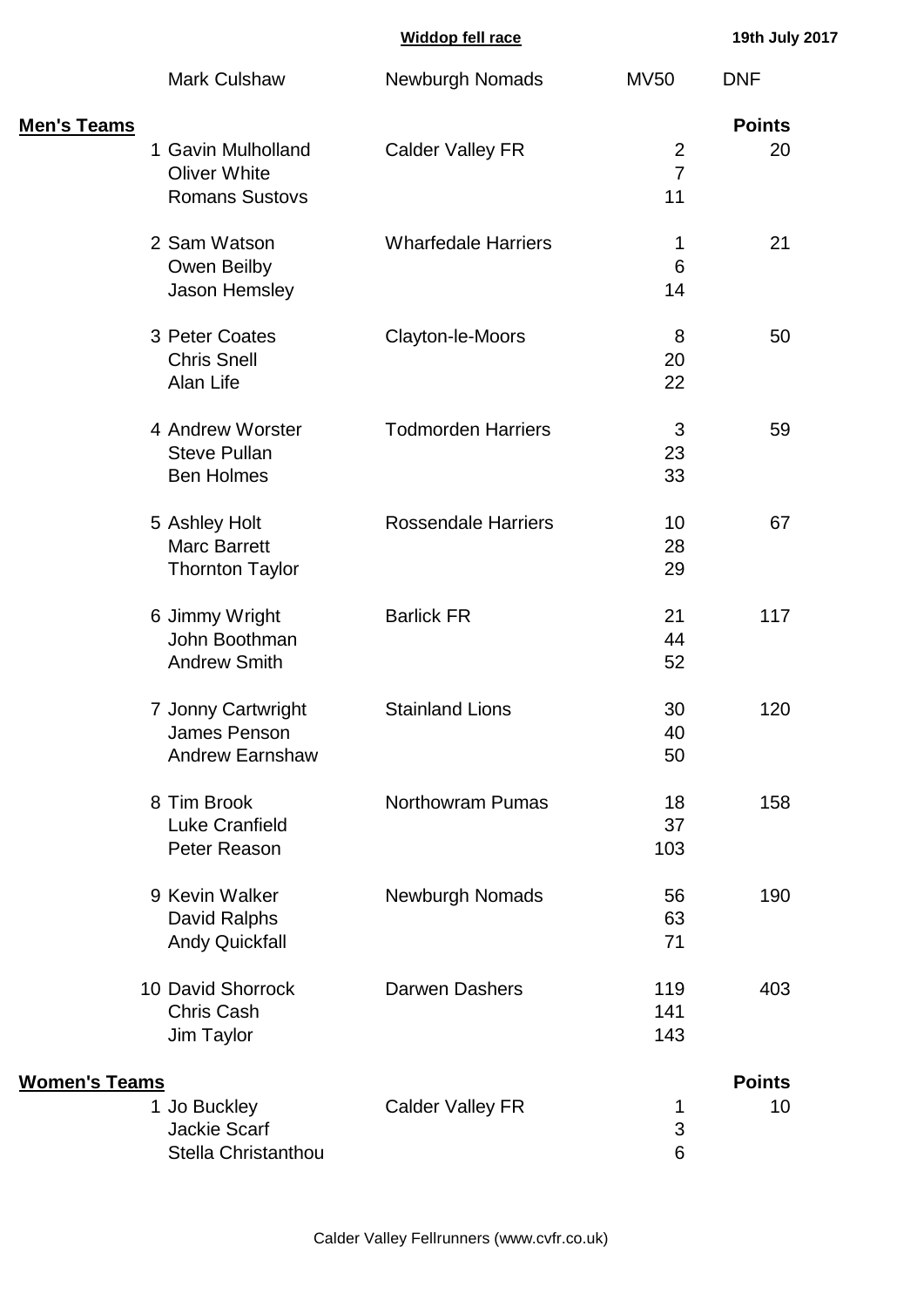**Widdop fell race** **19th July 2017**

| | Name | Club | Category | Position |
|---|---|---|---|---|
| | Mark Culshaw | Newburgh Nomads | MV50 | DNF |

## Men's Teams

| Rank | Name | Club | Position | Points |
|---|---|---|---|---|
| 1 | Gavin Mulholland | Calder Valley FR | 2 | 20 |
| | Oliver White | | 7 | |
| | Romans Sustovs | | 11 | |
| 2 | Sam Watson | Wharfedale Harriers | 1 | 21 |
| | Owen Beilby | | 6 | |
| | Jason Hemsley | | 14 | |
| 3 | Peter Coates | Clayton-le-Moors | 8 | 50 |
| | Chris Snell | | 20 | |
| | Alan Life | | 22 | |
| 4 | Andrew Worster | Todmorden Harriers | 3 | 59 |
| | Steve Pullan | | 23 | |
| | Ben Holmes | | 33 | |
| 5 | Ashley Holt | Rossendale Harriers | 10 | 67 |
| | Marc Barrett | | 28 | |
| | Thornton Taylor | | 29 | |
| 6 | Jimmy Wright | Barlick FR | 21 | 117 |
| | John Boothman | | 44 | |
| | Andrew Smith | | 52 | |
| 7 | Jonny Cartwright | Stainland Lions | 30 | 120 |
| | James Penson | | 40 | |
| | Andrew Earnshaw | | 50 | |
| 8 | Tim Brook | Northowram Pumas | 18 | 158 |
| | Luke Cranfield | | 37 | |
| | Peter Reason | | 103 | |
| 9 | Kevin Walker | Newburgh Nomads | 56 | 190 |
| | David Ralphs | | 63 | |
| | Andy Quickfall | | 71 | |
| 10 | David Shorrock | Darwen Dashers | 119 | 403 |
| | Chris Cash | | 141 | |
| | Jim Taylor | | 143 | |

## Women's Teams

| Rank | Name | Club | Position | Points |
|---|---|---|---|---|
| 1 | Jo Buckley | Calder Valley FR | 1 | 10 |
| | Jackie Scarf | | 3 | |
| | Stella Christanthou | | 6 | |

Calder Valley Fellrunners (www.cvfr.co.uk)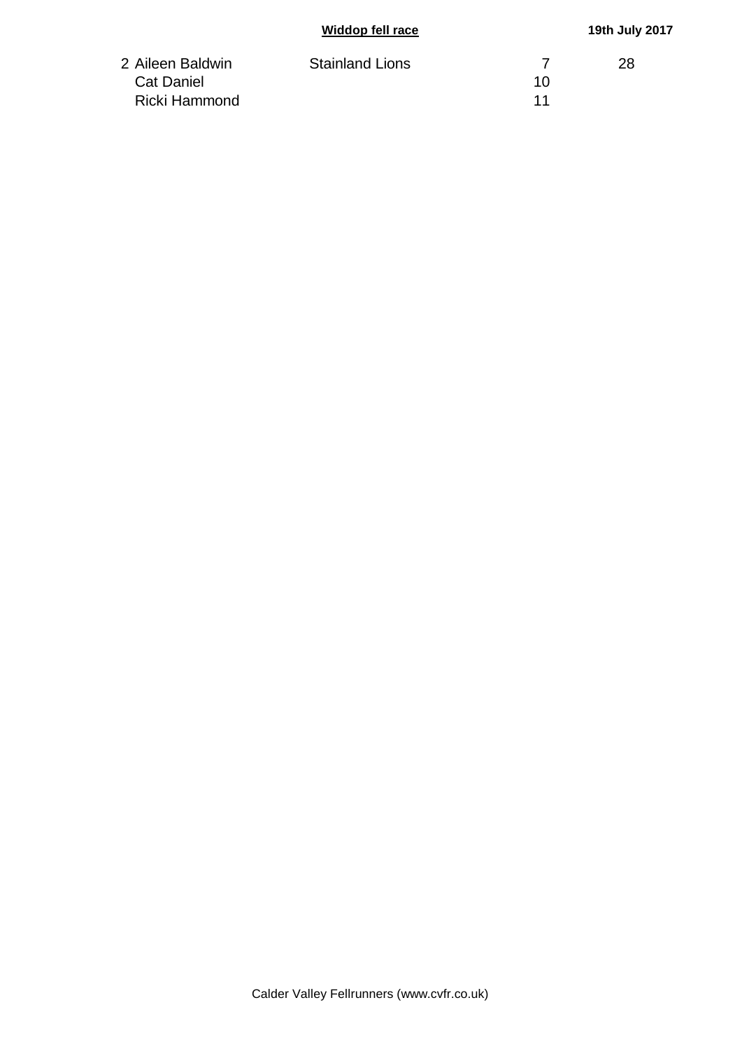| | | | | |
|---|---|---|---|---|
| 2 | Aileen Baldwin | Stainland Lions | 7 | 28 |
| | Cat Daniel | | 10 | |
| | Ricki Hammond | | 11 | |